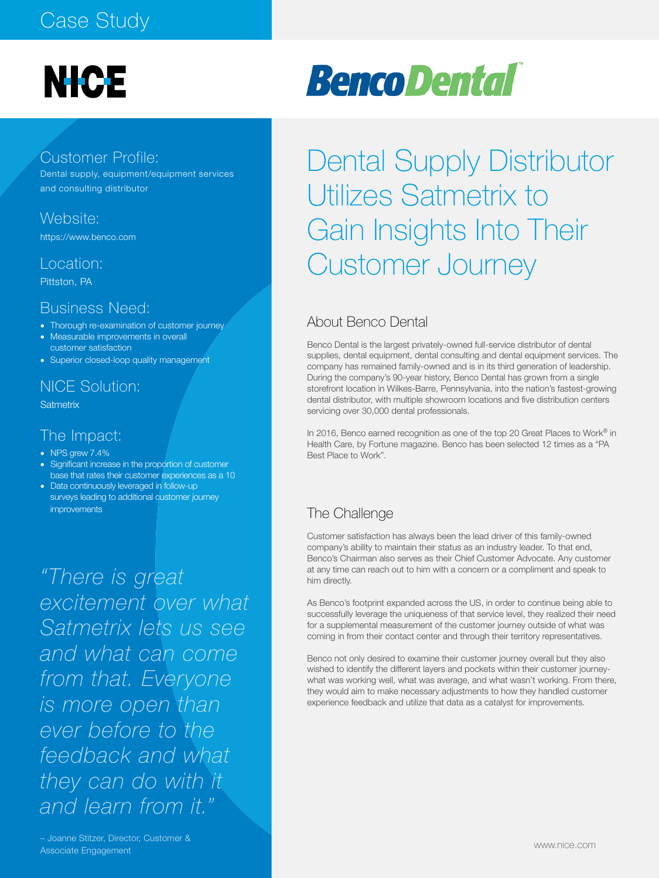Case Study

NICE

BencoDental™

Customer Profile:

Dental supply, equipment/equipment services and consulting distributor

Website:

https://www.benco.com

Location:

Pittston, PA

Business Need:

- Thorough re-examination of customer journey
- Measurable improvements in overall customer satisfaction
- Superior closed-loop quality management

NICE Solution:

Satmetrix

The Impact:

- NPS grew 7.4%
- Significant increase in the proportion of customer base that rates their customer experiences as a 10
- Data continuously leveraged in follow-up surveys leading to additional customer journey improvements

*"There is great excitement over what Satmetrix lets us see and what can come from that. Everyone is more open than ever before to the feedback and what they can do with it and learn from it."*

– Joanne Stitzer, Director, Customer & Associate Engagement

# Dental Supply Distributor Utilizes Satmetrix to Gain Insights Into Their Customer Journey

## About Benco Dental

Benco Dental is the largest privately-owned full-service distributor of dental supplies, dental equipment, dental consulting and dental equipment services. The company has remained family-owned and is in its third generation of leadership. During the company's 90-year history, Benco Dental has grown from a single storefront location in Wilkes-Barre, Pennsylvania, into the nation's fastest-growing dental distributor, with multiple showroom locations and five distribution centers servicing over 30,000 dental professionals.

In 2016, Benco earned recognition as one of the top 20 Great Places to Work® in Health Care, by Fortune magazine. Benco has been selected 12 times as a "PA Best Place to Work".

## The Challenge

Customer satisfaction has always been the lead driver of this family-owned company's ability to maintain their status as an industry leader. To that end, Benco's Chairman also serves as their Chief Customer Advocate. Any customer at any time can reach out to him with a concern or a compliment and speak to him directly.

As Benco's footprint expanded across the US, in order to continue being able to successfully leverage the uniqueness of that service level, they realized their need for a supplemental measurement of the customer journey outside of what was coming in from their contact center and through their territory representatives.

Benco not only desired to examine their customer journey overall but they also wished to identify the different layers and pockets within their customer journey- what was working well, what was average, and what wasn't working. From there, they would aim to make necessary adjustments to how they handled customer experience feedback and utilize that data as a catalyst for improvements.

www.nice.com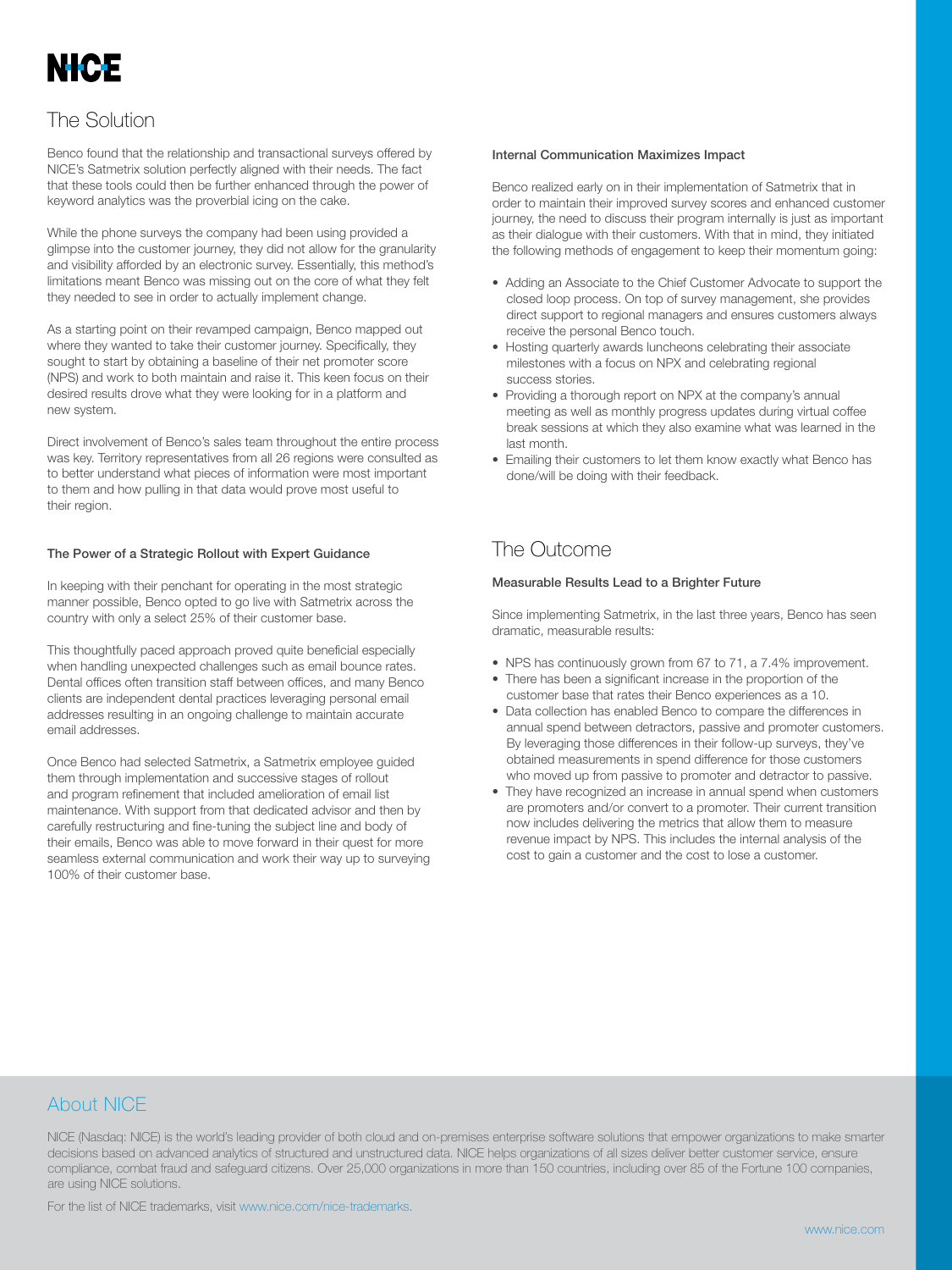NICE

## The Solution

Benco found that the relationship and transactional surveys offered by NICE's Satmetrix solution perfectly aligned with their needs. The fact that these tools could then be further enhanced through the power of keyword analytics was the proverbial icing on the cake.

While the phone surveys the company had been using provided a glimpse into the customer journey, they did not allow for the granularity and visibility afforded by an electronic survey. Essentially, this method's limitations meant Benco was missing out on the core of what they felt they needed to see in order to actually implement change.

As a starting point on their revamped campaign, Benco mapped out where they wanted to take their customer journey. Specifically, they sought to start by obtaining a baseline of their net promoter score (NPS) and work to both maintain and raise it. This keen focus on their desired results drove what they were looking for in a platform and new system.

Direct involvement of Benco's sales team throughout the entire process was key. Territory representatives from all 26 regions were consulted as to better understand what pieces of information were most important to them and how pulling in that data would prove most useful to their region.

### The Power of a Strategic Rollout with Expert Guidance

In keeping with their penchant for operating in the most strategic manner possible, Benco opted to go live with Satmetrix across the country with only a select 25% of their customer base.

This thoughtfully paced approach proved quite beneficial especially when handling unexpected challenges such as email bounce rates. Dental offices often transition staff between offices, and many Benco clients are independent dental practices leveraging personal email addresses resulting in an ongoing challenge to maintain accurate email addresses.

Once Benco had selected Satmetrix, a Satmetrix employee guided them through implementation and successive stages of rollout and program refinement that included amelioration of email list maintenance. With support from that dedicated advisor and then by carefully restructuring and fine-tuning the subject line and body of their emails, Benco was able to move forward in their quest for more seamless external communication and work their way up to surveying 100% of their customer base.

### Internal Communication Maximizes Impact

Benco realized early on in their implementation of Satmetrix that in order to maintain their improved survey scores and enhanced customer journey, the need to discuss their program internally is just as important as their dialogue with their customers. With that in mind, they initiated the following methods of engagement to keep their momentum going:

- Adding an Associate to the Chief Customer Advocate to support the closed loop process. On top of survey management, she provides direct support to regional managers and ensures customers always receive the personal Benco touch.
- Hosting quarterly awards luncheons celebrating their associate milestones with a focus on NPX and celebrating regional success stories.
- Providing a thorough report on NPX at the company's annual meeting as well as monthly progress updates during virtual coffee break sessions at which they also examine what was learned in the last month.
- Emailing their customers to let them know exactly what Benco has done/will be doing with their feedback.

## The Outcome

### Measurable Results Lead to a Brighter Future

Since implementing Satmetrix, in the last three years, Benco has seen dramatic, measurable results:

- NPS has continuously grown from 67 to 71, a 7.4% improvement.
- There has been a significant increase in the proportion of the customer base that rates their Benco experiences as a 10.
- Data collection has enabled Benco to compare the differences in annual spend between detractors, passive and promoter customers. By leveraging those differences in their follow-up surveys, they've obtained measurements in spend difference for those customers who moved up from passive to promoter and detractor to passive.
- They have recognized an increase in annual spend when customers are promoters and/or convert to a promoter. Their current transition now includes delivering the metrics that allow them to measure revenue impact by NPS. This includes the internal analysis of the cost to gain a customer and the cost to lose a customer.

## About NICE

NICE (Nasdaq: NICE) is the world's leading provider of both cloud and on-premises enterprise software solutions that empower organizations to make smarter decisions based on advanced analytics of structured and unstructured data. NICE helps organizations of all sizes deliver better customer service, ensure compliance, combat fraud and safeguard citizens. Over 25,000 organizations in more than 150 countries, including over 85 of the Fortune 100 companies, are using NICE solutions.

For the list of NICE trademarks, visit www.nice.com/nice-trademarks.

www.nice.com